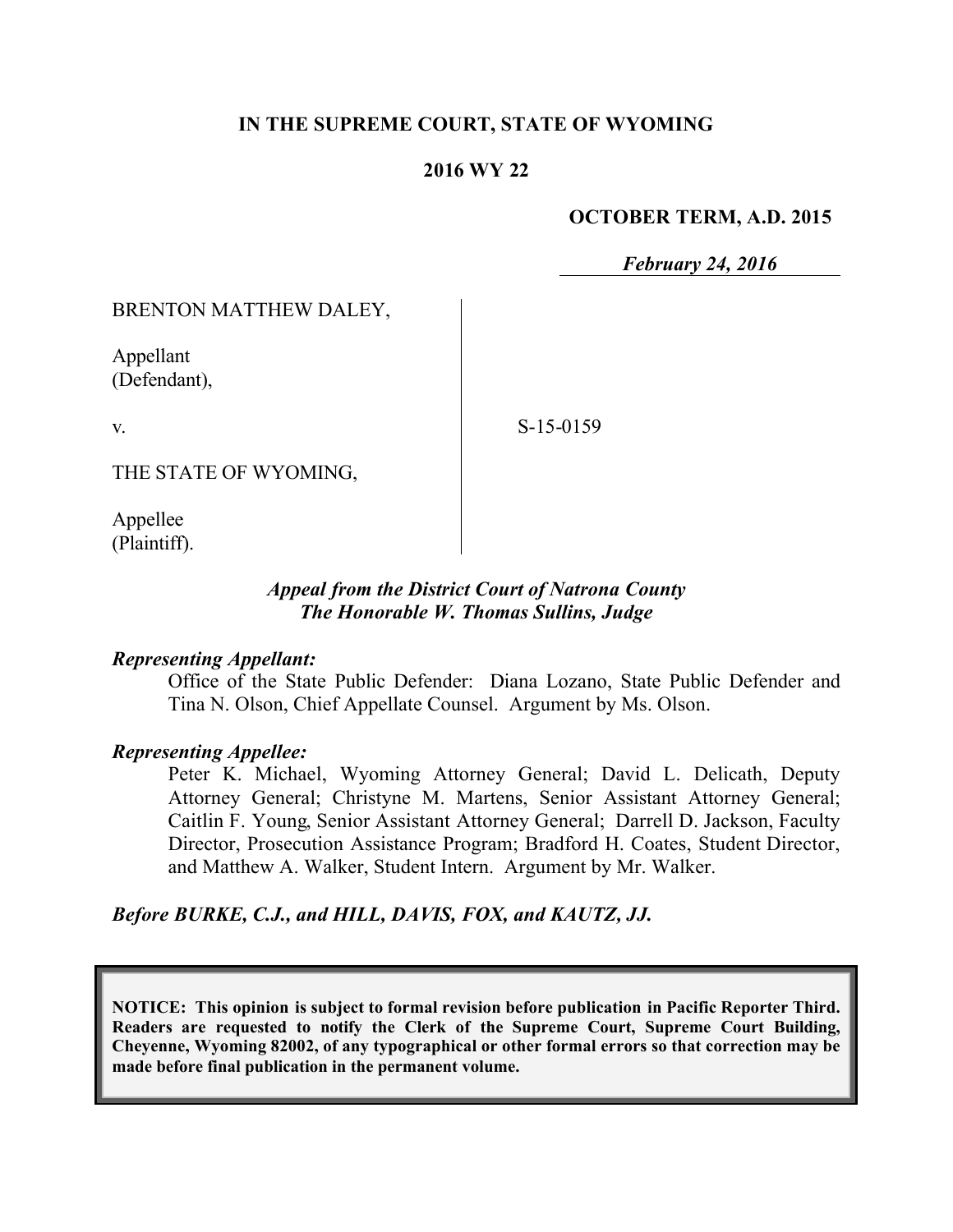**IN THE SUPREME COURT, STATE OF WYOMING**

**2016 WY 22**

**OCTOBER TERM, A.D. 2015**

***February 24, 2016***

BRENTON MATTHEW DALEY,

Appellant
(Defendant),

v.

S-15-0159

THE STATE OF WYOMING,

Appellee
(Plaintiff).

***Appeal from the District Court of Natrona County***
***The Honorable W. Thomas Sullins, Judge***

***Representing Appellant:***

Office of the State Public Defender: Diana Lozano, State Public Defender and Tina N. Olson, Chief Appellate Counsel. Argument by Ms. Olson.

***Representing Appellee:***

Peter K. Michael, Wyoming Attorney General; David L. Delicath, Deputy Attorney General; Christyne M. Martens, Senior Assistant Attorney General; Caitlin F. Young, Senior Assistant Attorney General; Darrell D. Jackson, Faculty Director, Prosecution Assistance Program; Bradford H. Coates, Student Director, and Matthew A. Walker, Student Intern. Argument by Mr. Walker.

***Before BURKE, C.J., and HILL, DAVIS, FOX, and KAUTZ, JJ.***

**NOTICE: This opinion is subject to formal revision before publication in Pacific Reporter Third. Readers are requested to notify the Clerk of the Supreme Court, Supreme Court Building, Cheyenne, Wyoming 82002, of any typographical or other formal errors so that correction may be made before final publication in the permanent volume.**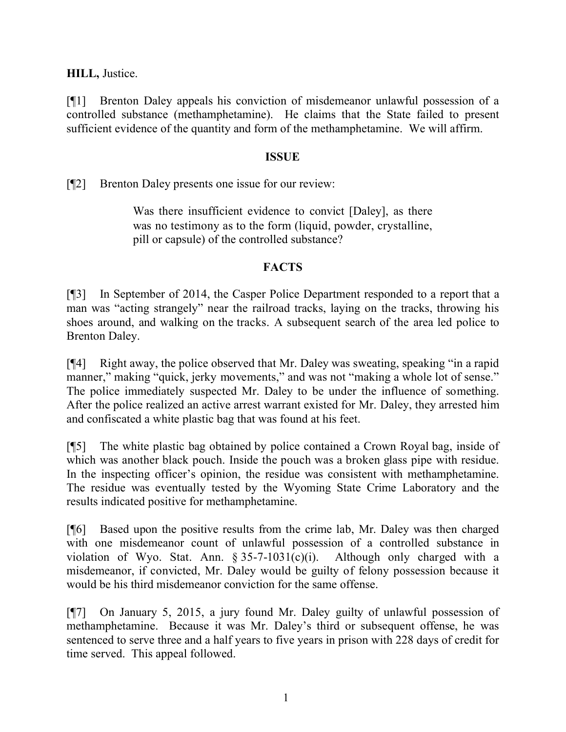**HILL,** Justice.

[¶1] Brenton Daley appeals his conviction of misdemeanor unlawful possession of a controlled substance (methamphetamine). He claims that the State failed to present sufficient evidence of the quantity and form of the methamphetamine. We will affirm.

## ISSUE

[¶2] Brenton Daley presents one issue for our review:

> Was there insufficient evidence to convict [Daley], as there was no testimony as to the form (liquid, powder, crystalline, pill or capsule) of the controlled substance?

## FACTS

[¶3] In September of 2014, the Casper Police Department responded to a report that a man was "acting strangely" near the railroad tracks, laying on the tracks, throwing his shoes around, and walking on the tracks. A subsequent search of the area led police to Brenton Daley.

[¶4] Right away, the police observed that Mr. Daley was sweating, speaking "in a rapid manner," making "quick, jerky movements," and was not "making a whole lot of sense." The police immediately suspected Mr. Daley to be under the influence of something. After the police realized an active arrest warrant existed for Mr. Daley, they arrested him and confiscated a white plastic bag that was found at his feet.

[¶5] The white plastic bag obtained by police contained a Crown Royal bag, inside of which was another black pouch. Inside the pouch was a broken glass pipe with residue. In the inspecting officer's opinion, the residue was consistent with methamphetamine. The residue was eventually tested by the Wyoming State Crime Laboratory and the results indicated positive for methamphetamine.

[¶6] Based upon the positive results from the crime lab, Mr. Daley was then charged with one misdemeanor count of unlawful possession of a controlled substance in violation of Wyo. Stat. Ann. § 35-7-1031(c)(i). Although only charged with a misdemeanor, if convicted, Mr. Daley would be guilty of felony possession because it would be his third misdemeanor conviction for the same offense.

[¶7] On January 5, 2015, a jury found Mr. Daley guilty of unlawful possession of methamphetamine. Because it was Mr. Daley's third or subsequent offense, he was sentenced to serve three and a half years to five years in prison with 228 days of credit for time served. This appeal followed.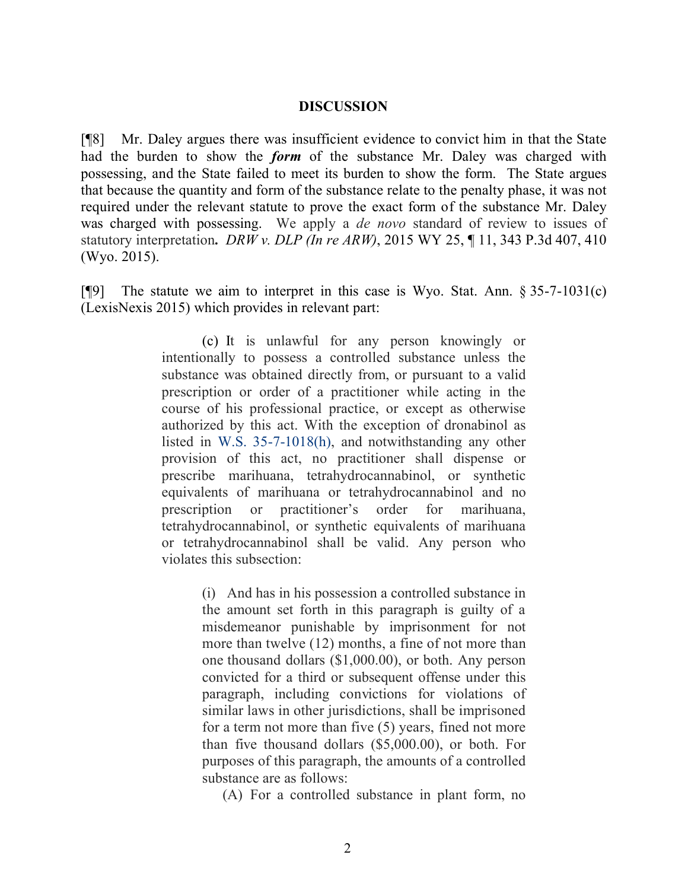## DISCUSSION

[¶8] Mr. Daley argues there was insufficient evidence to convict him in that the State had the burden to show the ***form*** of the substance Mr. Daley was charged with possessing, and the State failed to meet its burden to show the form. The State argues that because the quantity and form of the substance relate to the penalty phase, it was not required under the relevant statute to prove the exact form of the substance Mr. Daley was charged with possessing. We apply a *de novo* standard of review to issues of statutory interpretation**.** *DRW v. DLP (In re ARW)*, 2015 WY 25, ¶ 11, 343 P.3d 407, 410 (Wyo. 2015).

[¶9] The statute we aim to interpret in this case is Wyo. Stat. Ann. § 35-7-1031(c) (LexisNexis 2015) which provides in relevant part:

> (c) It is unlawful for any person knowingly or intentionally to possess a controlled substance unless the substance was obtained directly from, or pursuant to a valid prescription or order of a practitioner while acting in the course of his professional practice, or except as otherwise authorized by this act. With the exception of dronabinol as listed in W.S. 35-7-1018(h), and notwithstanding any other provision of this act, no practitioner shall dispense or prescribe marihuana, tetrahydrocannabinol, or synthetic equivalents of marihuana or tetrahydrocannabinol and no prescription or practitioner's order for marihuana, tetrahydrocannabinol, or synthetic equivalents of marihuana or tetrahydrocannabinol shall be valid. Any person who violates this subsection:
>
> > (i) And has in his possession a controlled substance in the amount set forth in this paragraph is guilty of a misdemeanor punishable by imprisonment for not more than twelve (12) months, a fine of not more than one thousand dollars ($1,000.00), or both. Any person convicted for a third or subsequent offense under this paragraph, including convictions for violations of similar laws in other jurisdictions, shall be imprisoned for a term not more than five (5) years, fined not more than five thousand dollars ($5,000.00), or both. For purposes of this paragraph, the amounts of a controlled substance are as follows:
> >
> > (A) For a controlled substance in plant form, no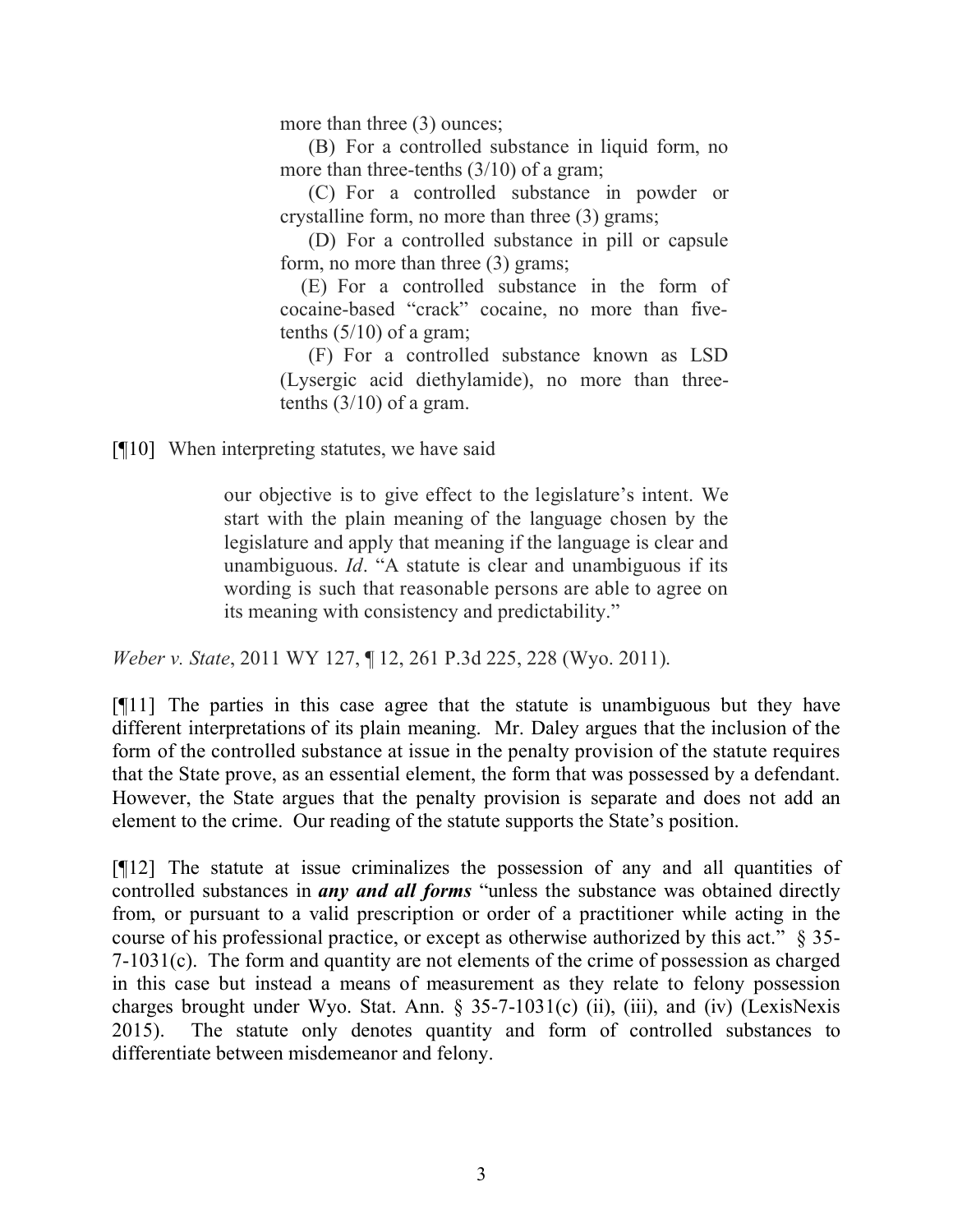more than three (3) ounces;

(B) For a controlled substance in liquid form, no more than three-tenths (3/10) of a gram;

(C) For a controlled substance in powder or crystalline form, no more than three (3) grams;

(D) For a controlled substance in pill or capsule form, no more than three (3) grams;

(E) For a controlled substance in the form of cocaine-based "crack" cocaine, no more than five-tenths (5/10) of a gram;

(F) For a controlled substance known as LSD (Lysergic acid diethylamide), no more than three-tenths (3/10) of a gram.

[¶10] When interpreting statutes, we have said

> our objective is to give effect to the legislature's intent. We start with the plain meaning of the language chosen by the legislature and apply that meaning if the language is clear and unambiguous. *Id*. "A statute is clear and unambiguous if its wording is such that reasonable persons are able to agree on its meaning with consistency and predictability."

*Weber v. State*, 2011 WY 127, ¶ 12, 261 P.3d 225, 228 (Wyo. 2011).

[¶11] The parties in this case agree that the statute is unambiguous but they have different interpretations of its plain meaning. Mr. Daley argues that the inclusion of the form of the controlled substance at issue in the penalty provision of the statute requires that the State prove, as an essential element, the form that was possessed by a defendant. However, the State argues that the penalty provision is separate and does not add an element to the crime. Our reading of the statute supports the State's position.

[¶12] The statute at issue criminalizes the possession of any and all quantities of controlled substances in ***any and all forms*** "unless the substance was obtained directly from, or pursuant to a valid prescription or order of a practitioner while acting in the course of his professional practice, or except as otherwise authorized by this act." § 35-7-1031(c). The form and quantity are not elements of the crime of possession as charged in this case but instead a means of measurement as they relate to felony possession charges brought under Wyo. Stat. Ann. § 35-7-1031(c) (ii), (iii), and (iv) (LexisNexis 2015). The statute only denotes quantity and form of controlled substances to differentiate between misdemeanor and felony.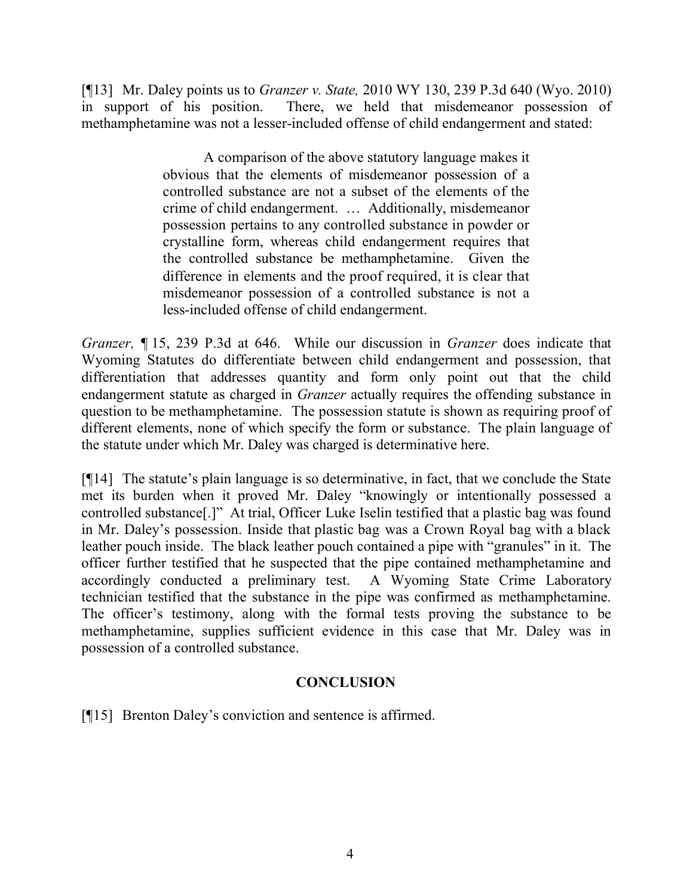[¶13] Mr. Daley points us to *Granzer v. State,* 2010 WY 130, 239 P.3d 640 (Wyo. 2010) in support of his position. There, we held that misdemeanor possession of methamphetamine was not a lesser-included offense of child endangerment and stated:

> A comparison of the above statutory language makes it obvious that the elements of misdemeanor possession of a controlled substance are not a subset of the elements of the crime of child endangerment. … Additionally, misdemeanor possession pertains to any controlled substance in powder or crystalline form, whereas child endangerment requires that the controlled substance be methamphetamine. Given the difference in elements and the proof required, it is clear that misdemeanor possession of a controlled substance is not a less-included offense of child endangerment.

*Granzer,* ¶ 15, 239 P.3d at 646. While our discussion in *Granzer* does indicate that Wyoming Statutes do differentiate between child endangerment and possession, that differentiation that addresses quantity and form only point out that the child endangerment statute as charged in *Granzer* actually requires the offending substance in question to be methamphetamine. The possession statute is shown as requiring proof of different elements, none of which specify the form or substance. The plain language of the statute under which Mr. Daley was charged is determinative here.

[¶14] The statute's plain language is so determinative, in fact, that we conclude the State met its burden when it proved Mr. Daley "knowingly or intentionally possessed a controlled substance[.]" At trial, Officer Luke Iselin testified that a plastic bag was found in Mr. Daley's possession. Inside that plastic bag was a Crown Royal bag with a black leather pouch inside. The black leather pouch contained a pipe with "granules" in it. The officer further testified that he suspected that the pipe contained methamphetamine and accordingly conducted a preliminary test. A Wyoming State Crime Laboratory technician testified that the substance in the pipe was confirmed as methamphetamine. The officer's testimony, along with the formal tests proving the substance to be methamphetamine, supplies sufficient evidence in this case that Mr. Daley was in possession of a controlled substance.

## CONCLUSION

[¶15] Brenton Daley's conviction and sentence is affirmed.